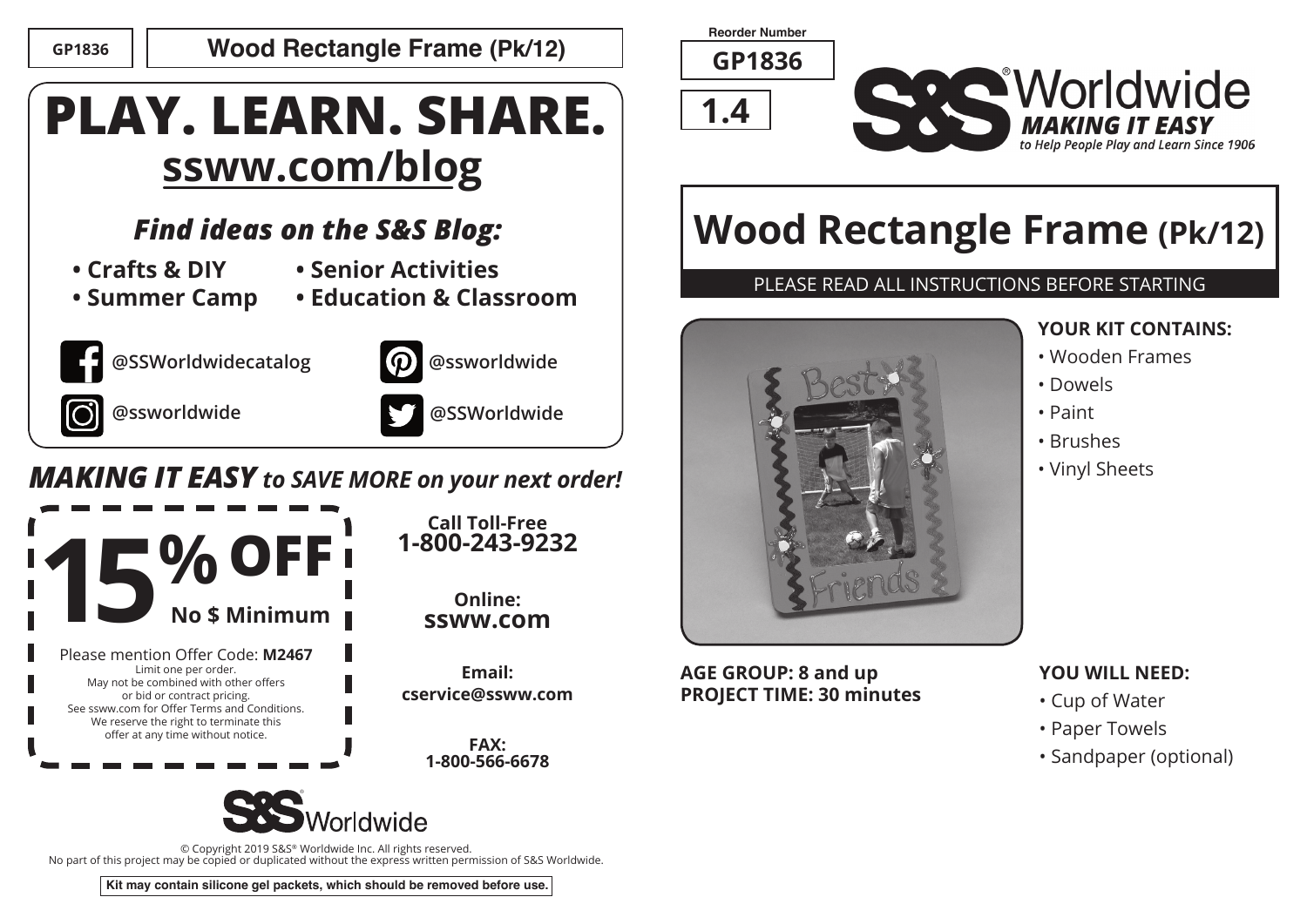GP1836 | **Wood Rectangle Frame (Pk/12)**

# PLAY. LEARN. SHARE.

## sssw.com/blog

### *Find ideas on the S&S Blog:*

- **Crafts & DIY**
- **Summer Camp**
- **Senior Activities**
- **Education & Classroom**

@SSWorldwidecatalog

@ssworldwide

@ssworldwide

@SSWorldwide

***MAKING IT EASY to SAVE MORE on your next order!***

**15% OFF**
**No $ Minimum**

Please mention Offer Code: **M2467**
Limit one per order.
May not be combined with other offers or bid or contract pricing.
See ssww.com for Offer Terms and Conditions.
We reserve the right to terminate this offer at any time without notice.

**Call Toll-Free**
**1-800-243-9232**

**Online:**
**ssww.com**

**Email:**
**cservice@ssww.com**

**FAX:**
**1-800-566-6678**

S&S Worldwide

© Copyright 2019 S&S® Worldwide Inc. All rights reserved.
No part of this project may be copied or duplicated without the express written permission of S&S Worldwide.

**Kit may contain silicone gel packets, which should be removed before use.**

Reorder Number
**GP1836**

**1.4**

S&S® Worldwide
***MAKING IT EASY***
*to Help People Play and Learn Since 1906*

# Wood Rectangle Frame (Pk/12)

PLEASE READ ALL INSTRUCTIONS BEFORE STARTING

**YOUR KIT CONTAINS:**

- Wooden Frames
- Dowels
- Paint
- Brushes
- Vinyl Sheets

**AGE GROUP: 8 and up**
**PROJECT TIME: 30 minutes**

**YOU WILL NEED:**

- Cup of Water
- Paper Towels
- Sandpaper (optional)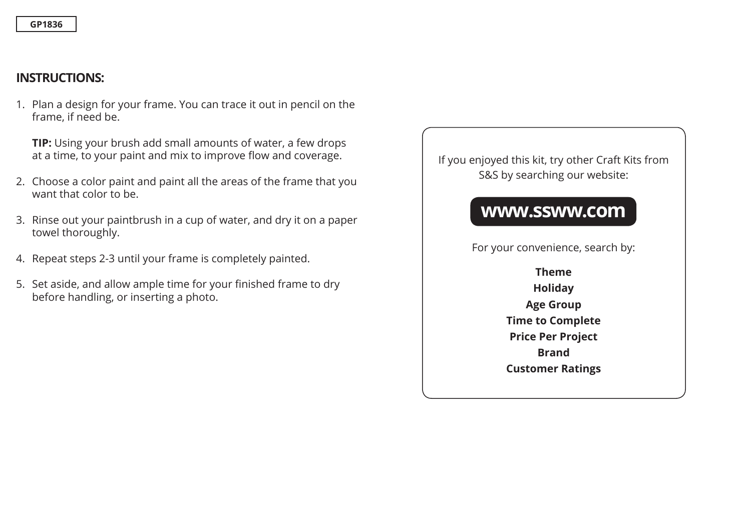GP1836

## INSTRUCTIONS:

1. Plan a design for your frame. You can trace it out in pencil on the frame, if need be.

   **TIP:** Using your brush add small amounts of water, a few drops at a time, to your paint and mix to improve flow and coverage.

2. Choose a color paint and paint all the areas of the frame that you want that color to be.

3. Rinse out your paintbrush in a cup of water, and dry it on a paper towel thoroughly.

4. Repeat steps 2-3 until your frame is completely painted.

5. Set aside, and allow ample time for your finished frame to dry before handling, or inserting a photo.

If you enjoyed this kit, try other Craft Kits from S&S by searching our website:

**www.ssww.com**

For your convenience, search by:

**Theme**
**Holiday**
**Age Group**
**Time to Complete**
**Price Per Project**
**Brand**
**Customer Ratings**